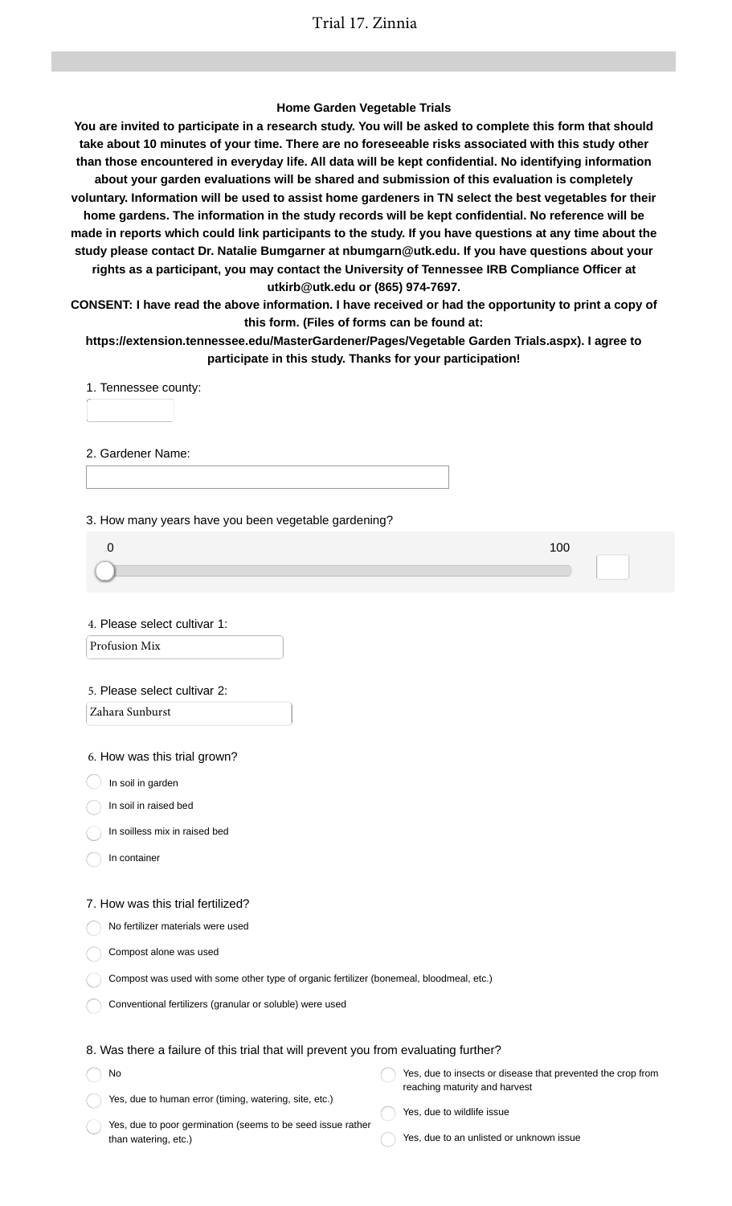# Trial 17. Zinnia

**Home Garden Vegetable Trials**

**You are invited to participate in a research study. You will be asked to complete this form that should take about 10 minutes of your time. There are no foreseeable risks associated with this study other than those encountered in everyday life. All data will be kept confidential. No identifying information about your garden evaluations will be shared and submission of this evaluation is completely voluntary. Information will be used to assist home gardeners in TN select the best vegetables for their home gardens. The information in the study records will be kept confidential. No reference will be made in reports which could link participants to the study. If you have questions at any time about the study please contact Dr. Natalie Bumgarner at nbumgarn@utk.edu. If you have questions about your rights as a participant, you may contact the University of Tennessee IRB Compliance Officer at utkirb@utk.edu or (865) 974-7697.**

**CONSENT: I have read the above information. I have received or had the opportunity to print a copy of this form. (Files of forms can be found at: https://extension.tennessee.edu/MasterGardener/Pages/Vegetable Garden Trials.aspx). I agree to participate in this study. Thanks for your participation!**

1. Tennessee county:

2. Gardener Name:

3. How many years have you been vegetable gardening?

0 — 100

4. Please select cultivar 1:

Profusion Mix

5. Please select cultivar 2:

Zahara Sunburst

6. How was this trial grown?

- In soil in garden
- In soil in raised bed
- In soilless mix in raised bed
- In container

7. How was this trial fertilized?

- No fertilizer materials were used
- Compost alone was used
- Compost was used with some other type of organic fertilizer (bonemeal, bloodmeal, etc.)
- Conventional fertilizers (granular or soluble) were used

8. Was there a failure of this trial that will prevent you from evaluating further?

- No
- Yes, due to human error (timing, watering, site, etc.)
- Yes, due to poor germination (seems to be seed issue rather than watering, etc.)
- Yes, due to insects or disease that prevented the crop from reaching maturity and harvest
- Yes, due to wildlife issue
- Yes, due to an unlisted or unknown issue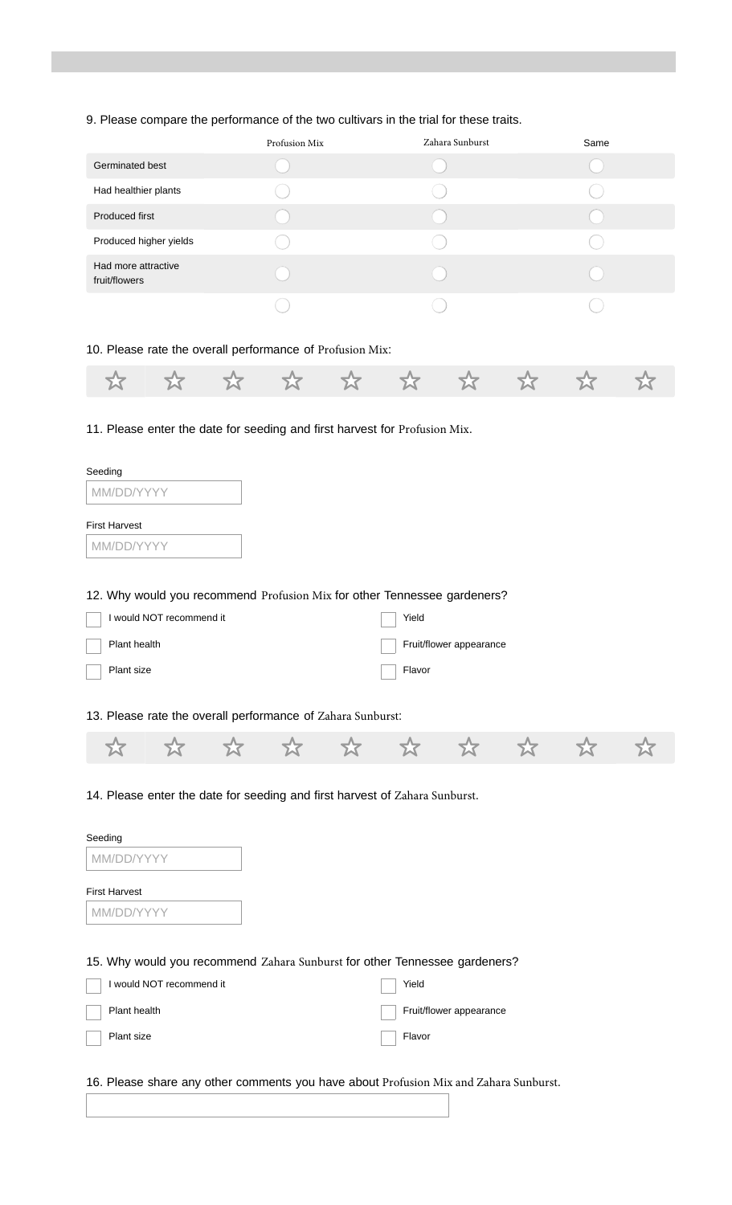9. Please compare the performance of the two cultivars in the trial for these traits.

| | Profusion Mix | Zahara Sunburst | Same |
|---|---|---|---|
| Germinated best | ◯ | ◯ | ◯ |
| Had healthier plants | ◯ | ◯ | ◯ |
| Produced first | ◯ | ◯ | ◯ |
| Produced higher yields | ◯ | ◯ | ◯ |
| Had more attractive fruit/flowers | ◯ | ◯ | ◯ |
| | ◯ | ◯ | ◯ |

10. Please rate the overall performance of Profusion Mix:

☆ ☆ ☆ ☆ ☆ ☆ ☆ ☆ ☆ ☆

11. Please enter the date for seeding and first harvest for Profusion Mix.

Seeding

MM/DD/YYYY

First Harvest

MM/DD/YYYY

12. Why would you recommend Profusion Mix for other Tennessee gardeners?

- ☐ I would NOT recommend it
- ☐ Yield
- ☐ Plant health
- ☐ Fruit/flower appearance
- ☐ Plant size
- ☐ Flavor

13. Please rate the overall performance of Zahara Sunburst:

☆ ☆ ☆ ☆ ☆ ☆ ☆ ☆ ☆ ☆

14. Please enter the date for seeding and first harvest of Zahara Sunburst.

Seeding

MM/DD/YYYY

First Harvest

MM/DD/YYYY

15. Why would you recommend Zahara Sunburst for other Tennessee gardeners?

- ☐ I would NOT recommend it
- ☐ Yield
- ☐ Plant health
- ☐ Fruit/flower appearance
- ☐ Plant size
- ☐ Flavor

16. Please share any other comments you have about Profusion Mix and Zahara Sunburst.